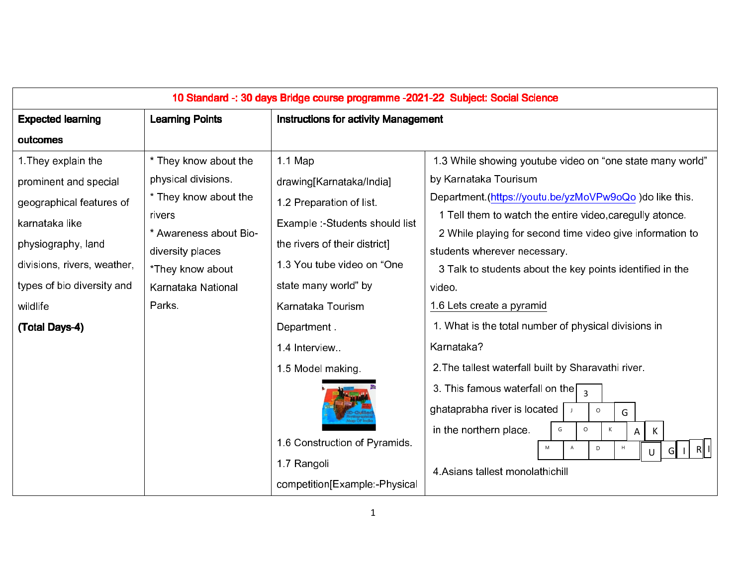| 10 Standard -: 30 days Bridge course programme -2021-22 Subject: Social Science | | | |
|---|---|---|---|
| **Expected learning outcomes** | **Learning Points** | **Instructions for activity Management** | |
| 1.They explain the prominent and special geographical features of karnataka like physiography, land divisions, rivers, weather, types of bio diversity and wildlife<br>**(Total Days-4)** | * They know about the physical divisions.<br>* They know about the rivers<br>* Awareness about Bio-diversity places<br>*They know about Karnataka National Parks. | 1.1 Map drawing[Karnataka/India]<br>1.2 Preparation of list.<br>Example :-Students should list the rivers of their district]<br>1.3 You tube video on "One state many world" by Karnataka Tourism Department .<br>1.4 Interview..<br>1.5 Model making.<br>1.6 Construction of Pyramids.<br>1.7 Rangoli competition[Example:-Physical | 1.3 While showing youtube video on "one state many world" by Karnataka Tourisum Department.(https://youtu.be/yzMoVPw9oQo )do like this.<br>1 Tell them to watch the entire video,caregully atonce.<br>2 While playing for second time video give information to students wherever necessary.<br>3 Talk to students about the key points identified in the video.<br>1.6 Lets create a pyramid<br>1. What is the total number of physical divisions in Karnataka?<br>2.The tallest waterfall built by Sharavathi river.<br>3. This famous waterfall on the ghataprabha river is located in the northern place.<br>4.Asians tallest monolathichill<br><br>Pyramid: 3 / J O G / G O K A K / M A D H U G I R I |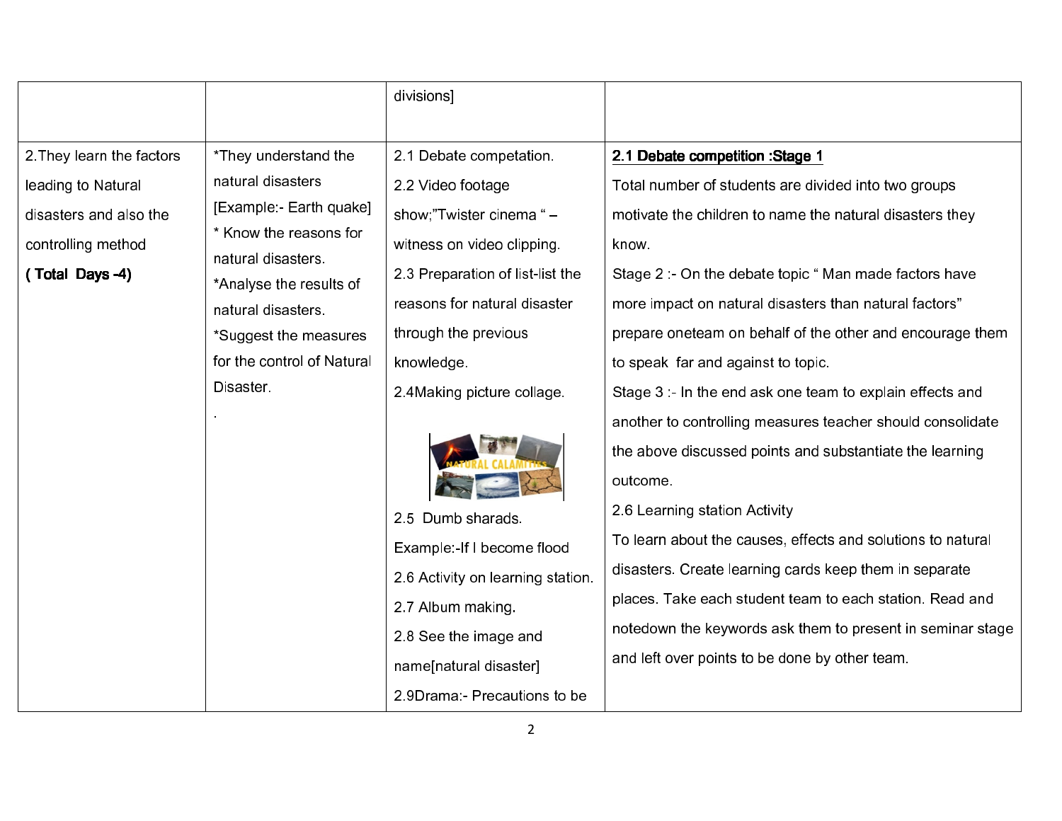| | | | |
|---|---|---|---|
| | | divisions] | |
| 2.They learn the factors leading to Natural disasters and also the controlling method<br>**( Total Days -4)** | *They understand the natural disasters [Example:- Earth quake]<br>* Know the reasons for natural disasters.<br>*Analyse the results of natural disasters.<br>*Suggest the measures for the control of Natural Disaster.<br>. | 2.1 Debate competation.<br>2.2 Video footage show;"Twister cinema " – witness on video clipping.<br>2.3 Preparation of list-list the reasons for natural disaster through the previous knowledge.<br>2.4Making picture collage.<br>NATURAL CALAMITIES<br>2.5 Dumb sharads.<br>Example:-If I become flood<br>2.6 Activity on learning station.<br>2.7 Album making.<br>2.8 See the image and name[natural disaster]<br>2.9Drama:- Precautions to be | **2.1 Debate competition :Stage 1**<br>Total number of students are divided into two groups motivate the children to name the natural disasters they know.<br>Stage 2 :- On the debate topic " Man made factors have more impact on natural disasters than natural factors" prepare oneteam on behalf of the other and encourage them to speak far and against to topic.<br>Stage 3 :- In the end ask one team to explain effects and another to controlling measures teacher should consolidate the above discussed points and substantiate the learning outcome.<br>2.6 Learning station Activity<br>To learn about the causes, effects and solutions to natural disasters. Create learning cards keep them in separate places. Take each student team to each station. Read and notedown the keywords ask them to present in seminar stage and left over points to be done by other team. |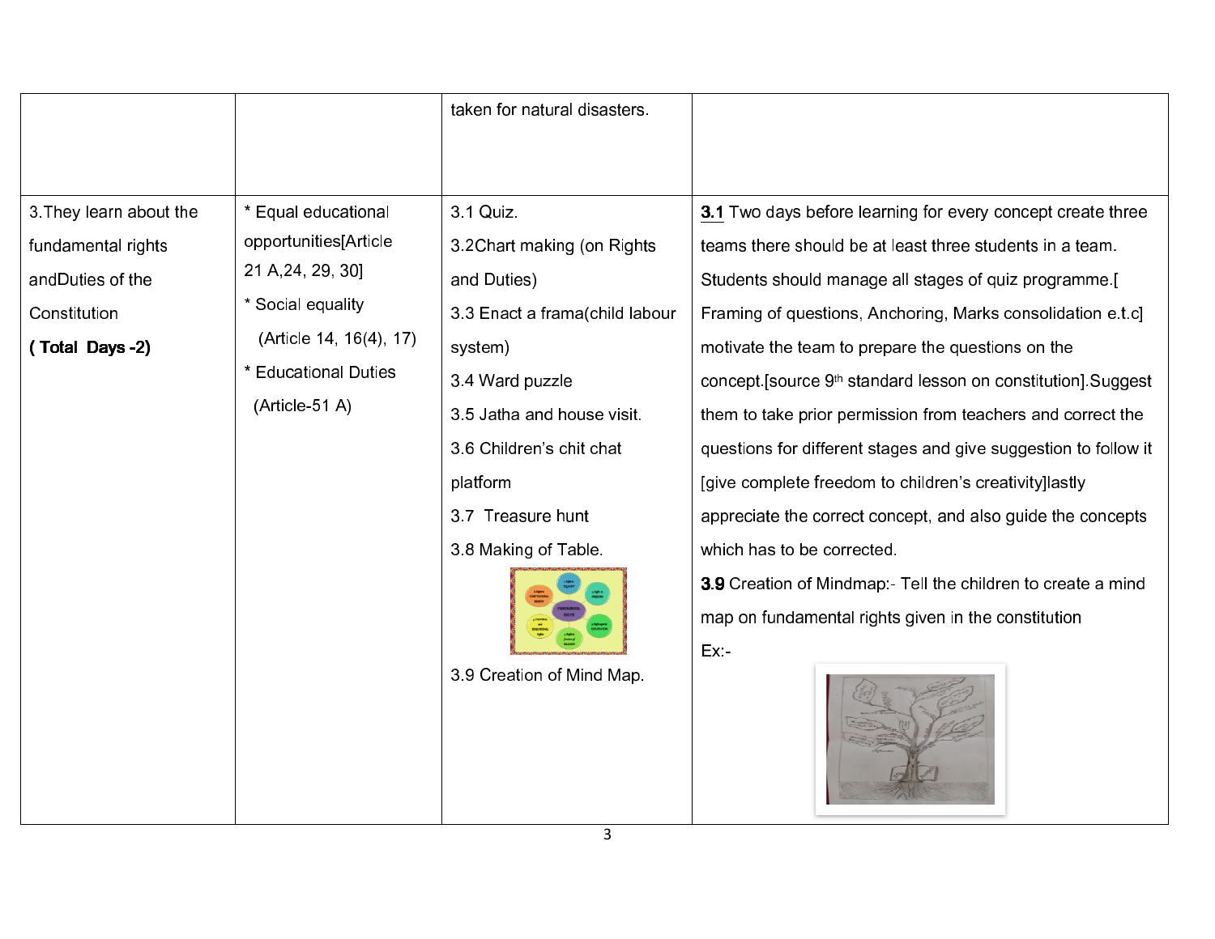| | | | |
|---|---|---|---|
| | | taken for natural disasters. | |
| 3.They learn about the fundamental rights andDuties of the Constitution **( Total Days -2)** | * Equal educational opportunities[Article 21 A,24, 29, 30]<br>* Social equality (Article 14, 16(4), 17)<br>* Educational Duties (Article-51 A) | 3.1 Quiz.<br>3.2Chart making (on Rights and Duties)<br>3.3 Enact a frama(child labour system)<br>3.4 Ward puzzle<br>3.5 Jatha and house visit.<br>3.6 Children's chit chat platform<br>3.7 Treasure hunt<br>3.8 Making of Table.<br>3.9 Creation of Mind Map. | **3.1** Two days before learning for every concept create three teams there should be at least three students in a team. Students should manage all stages of quiz programme.[ Framing of questions, Anchoring, Marks consolidation e.t.c] motivate the team to prepare the questions on the concept.[source 9th standard lesson on constitution].Suggest them to take prior permission from teachers and correct the questions for different stages and give suggestion to follow it [give complete freedom to children's creativity]lastly appreciate the correct concept, and also guide the concepts which has to be corrected.<br>**3.9** Creation of Mindmap:- Tell the children to create a mind map on fundamental rights given in the constitution<br>Ex:- |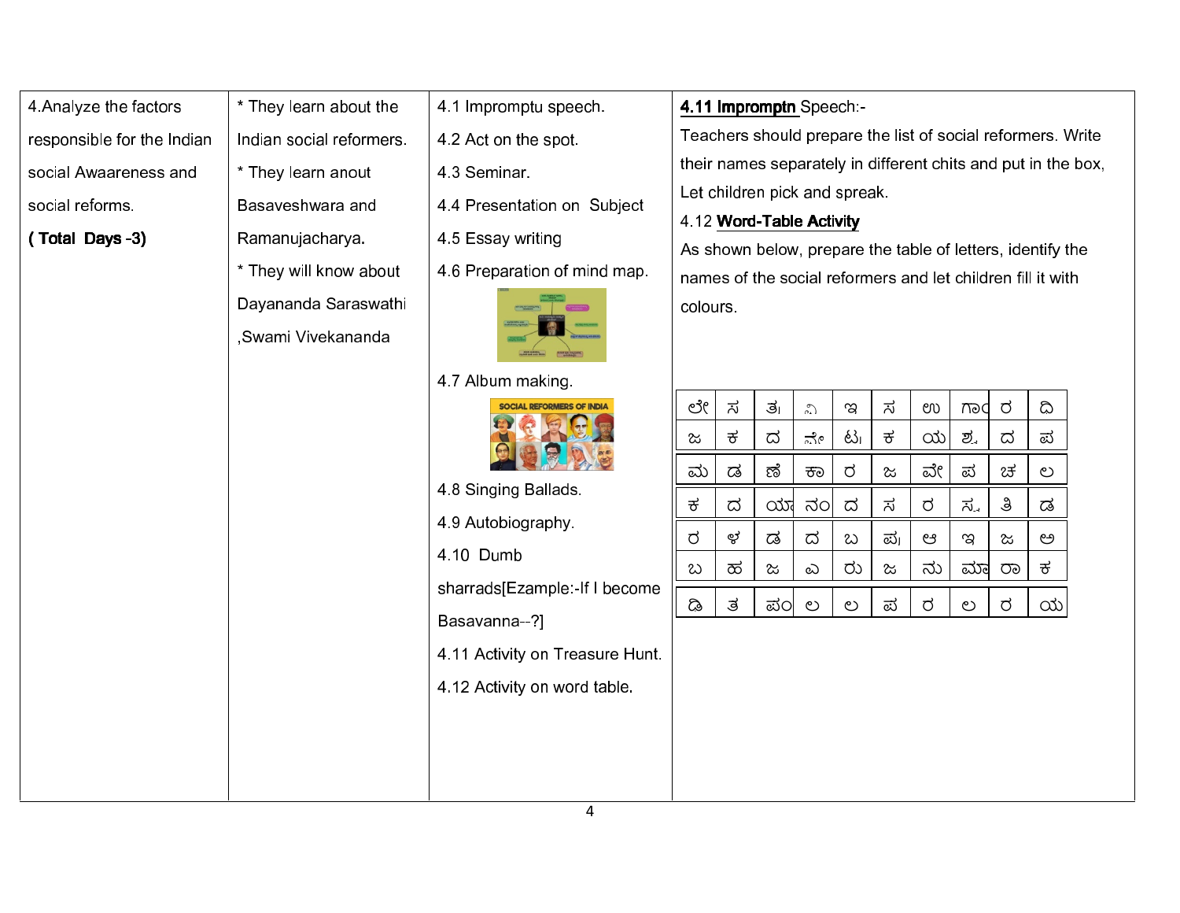| 4.Analyze the factors responsible for the Indian social Awaareness and social reforms. **( Total Days -3)** | * They learn about the Indian social reformers. * They learn anout Basaveshwara and Ramanujacharya. * They will know about Dayananda Saraswathi ,Swami Vivekananda | 4.1 Impromptu speech. 4.2 Act on the spot. 4.3 Seminar. 4.4 Presentation on Subject 4.5 Essay writing 4.6 Preparation of mind map. 4.7 Album making. 4.8 Singing Ballads. 4.9 Autobiography. 4.10 Dumb sharrads[Ezample:-If I become Basavanna--?] 4.11 Activity on Treasure Hunt. 4.12 Activity on word table. | **4.11 Impromptn** Speech:- Teachers should prepare the list of social reformers. Write their names separately in different chits and put in the box, Let children pick and spreak. 4.12 **Word-Table Activity** As shown below, prepare the table of letters, identify the names of the social reformers and let children fill it with colours. |
|---|---|---|---|

| ಲೇ | ಸ | ತ | ್ರ | ಇ | ಸ | ಉ | ಗಾಂ | ರ | ದ |
|---|---|---|---|---|---|---|---|---|---|
| ಜ | ಕ | ದ | ನೇ | ಟ | ಕ | ಯ | ಶ | ದ | ಪ |
| ಮ | ಡ | ಣ | ಕಾ | ರ | ಜ | ವೇ | ಪ | ಚ | ಲ |
| ಕ | ದ | ಯಾ | ನಂ | ದ | ಸ | ರ | ಸ್ವ | ತಿ | ಡ |
| ರ | ಳ | ಡ | ದ | ಬ | ಪ | ಆ | ಇ | ಜ | ಅ |
| ಬ | ಹ | ಜ | ಎ | ರು | ಜ | ನು | ಮಾ | ರಾ | ಕ |
| ಡ | ತ | ಪಂ | ಲ | ಲ | ಪ | ರ | ಲ | ರ | ಯ |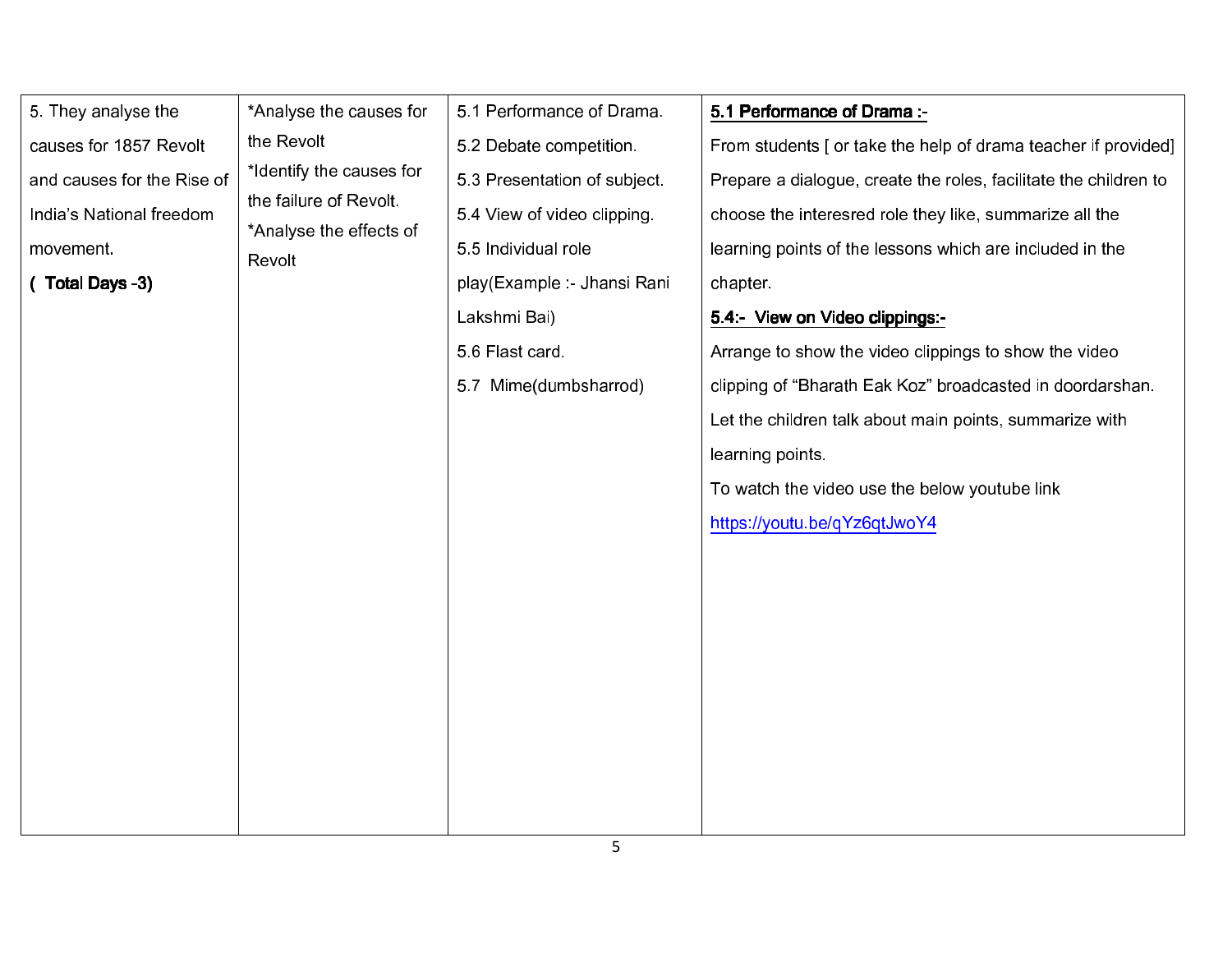| 5. They analyse the causes for 1857 Revolt and causes for the Rise of India's National freedom movement.<br>**( Total Days -3)** | *Analyse the causes for the Revolt<br>*Identify the causes for the failure of Revolt.<br>*Analyse the effects of Revolt | 5.1 Performance of Drama.<br>5.2 Debate competition.<br>5.3 Presentation of subject.<br>5.4 View of video clipping.<br>5.5 Individual role play(Example :- Jhansi Rani Lakshmi Bai)<br>5.6 Flast card.<br>5.7 Mime(dumbsharrod) | **5.1 Performance of Drama :-**<br>From students [ or take the help of drama teacher if provided] Prepare a dialogue, create the roles, facilitate the children to choose the interesred role they like, summarize all the learning points of the lessons which are included in the chapter.<br>**5.4:- View on Video clippings:-**<br>Arrange to show the video clippings to show the video clipping of "Bharath Eak Koz" broadcasted in doordarshan. Let the children talk about main points, summarize with learning points.<br>To watch the video use the below youtube link<br>https://youtu.be/qYz6qtJwoY4 |
|---|---|---|---|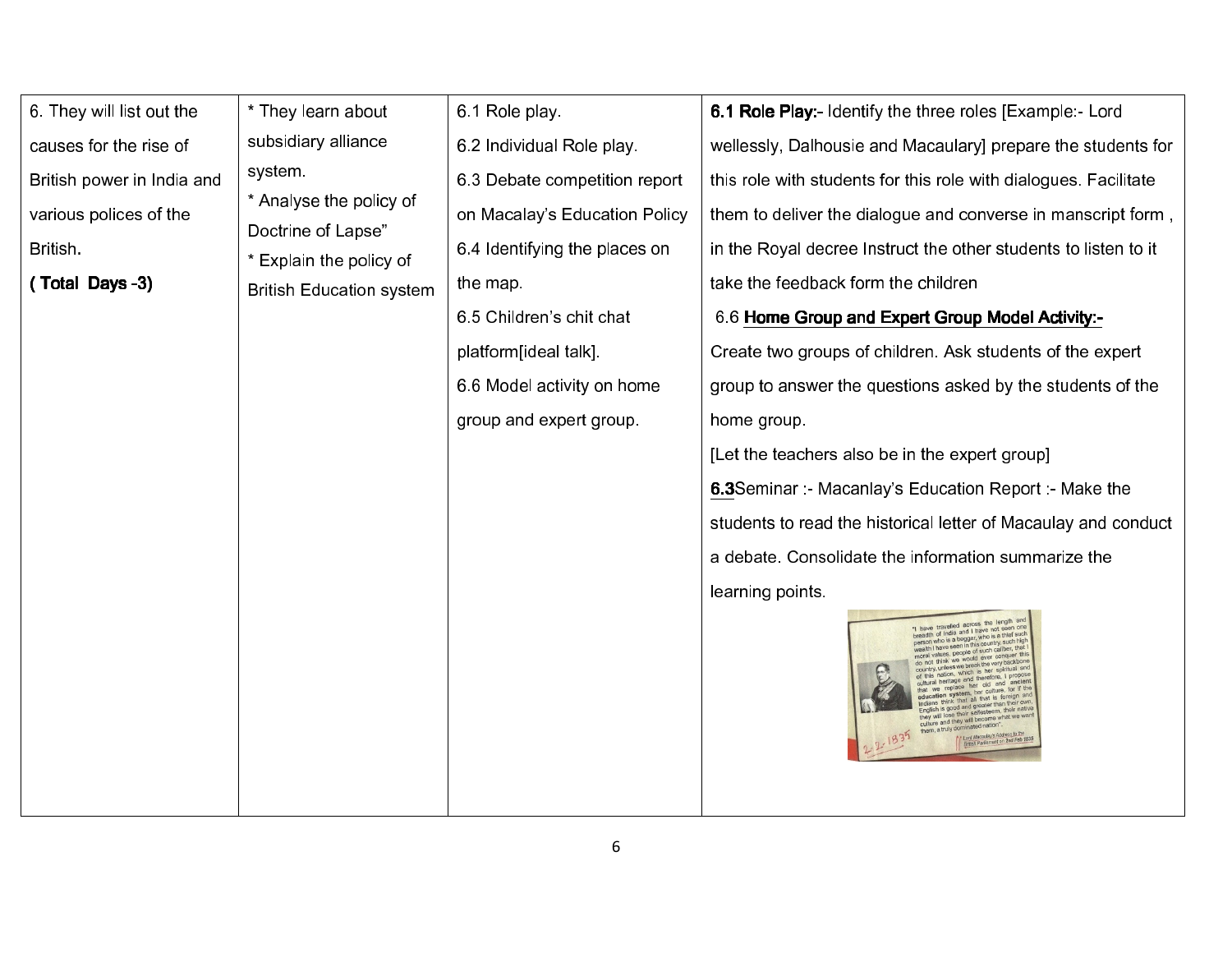| 6. They will list out the causes for the rise of British power in India and various polices of the British. **( Total Days -3)** | * They learn about subsidiary alliance system.<br>* Analyse the policy of Doctrine of Lapse"<br>* Explain the policy of British Education system | 6.1 Role play.<br>6.2 Individual Role play.<br>6.3 Debate competition report on Macalay's Education Policy<br>6.4 Identifying the places on the map.<br>6.5 Children's chit chat platform[ideal talk].<br>6.6 Model activity on home group and expert group. | **6.1 Role Play:-** Identify the three roles [Example:- Lord wellessly, Dalhousie and Macaulary] prepare the students for this role with students for this role with dialogues. Facilitate them to deliver the dialogue and converse in manscript form , in the Royal decree Instruct the other students to listen to it take the feedback form the children<br>6.6 **Home Group and Expert Group Model Activity:-**<br>Create two groups of children. Ask students of the expert group to answer the questions asked by the students of the home group.<br>[Let the teachers also be in the expert group]<br>**6.3**Seminar :- Macanlay's Education Report :- Make the students to read the historical letter of Macaulay and conduct a debate. Consolidate the information summarize the learning points. |
|---|---|---|---|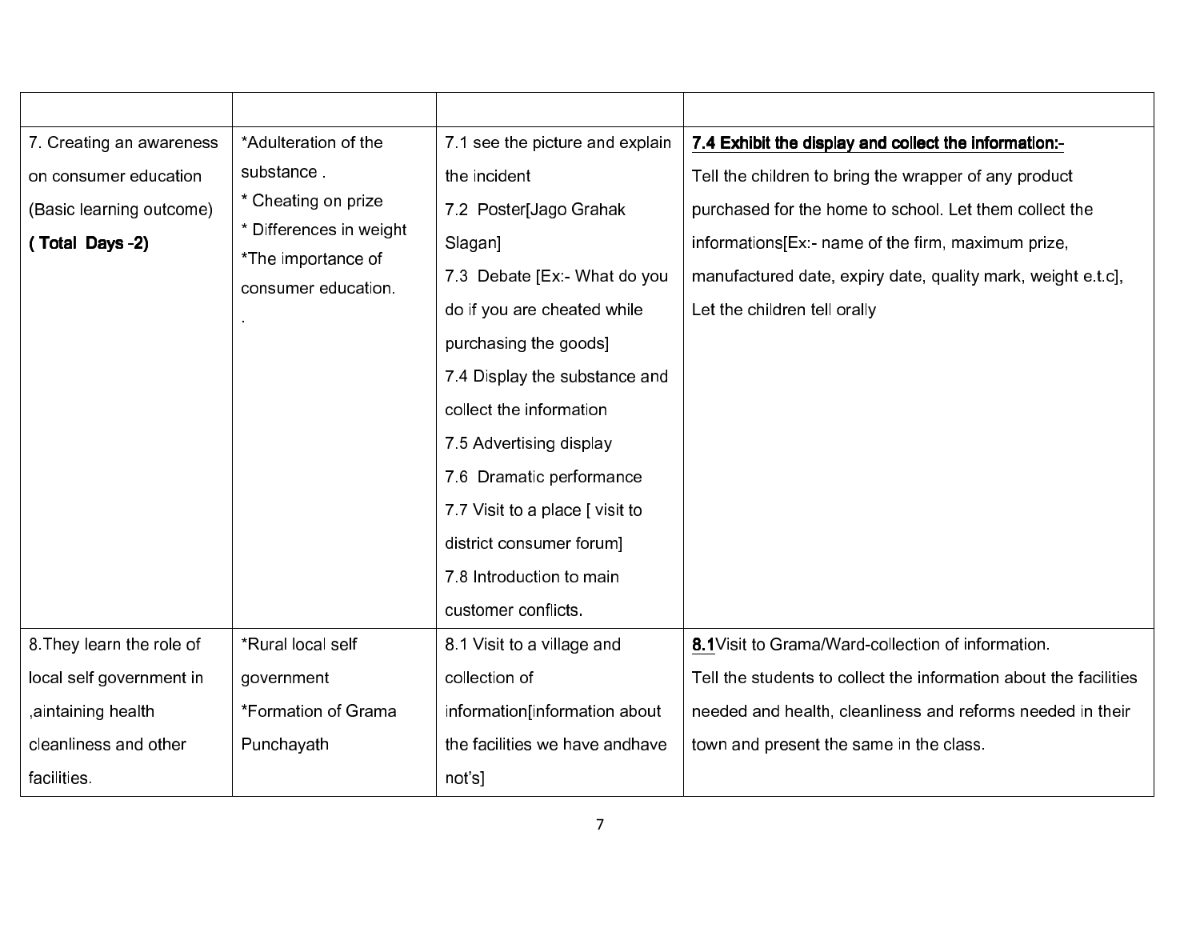| | | | |
|---|---|---|---|
| 7. Creating an awareness on consumer education (Basic learning outcome) **( Total Days -2)** | *Adulteration of the substance .<br>* Cheating on prize<br>* Differences in weight<br>*The importance of consumer education.<br>. | 7.1 see the picture and explain the incident<br>7.2 Poster[Jago Grahak Slagan]<br>7.3 Debate [Ex:- What do you do if you are cheated while purchasing the goods]<br>7.4 Display the substance and collect the information<br>7.5 Advertising display<br>7.6 Dramatic performance<br>7.7 Visit to a place [ visit to district consumer forum]<br>7.8 Introduction to main customer conflicts. | **7.4 Exhibit the display and collect the information:-**<br>Tell the children to bring the wrapper of any product purchased for the home to school. Let them collect the informations[Ex:- name of the firm, maximum prize, manufactured date, expiry date, quality mark, weight e.t.c], Let the children tell orally |
| 8.They learn the role of local self government in ,aintaining health cleanliness and other facilities. | *Rural local self government<br>*Formation of Grama Punchayath | 8.1 Visit to a village and collection of information[information about the facilities we have andhave not's] | **8.1**Visit to Grama/Ward-collection of information.<br>Tell the students to collect the information about the facilities needed and health, cleanliness and reforms needed in their town and present the same in the class. |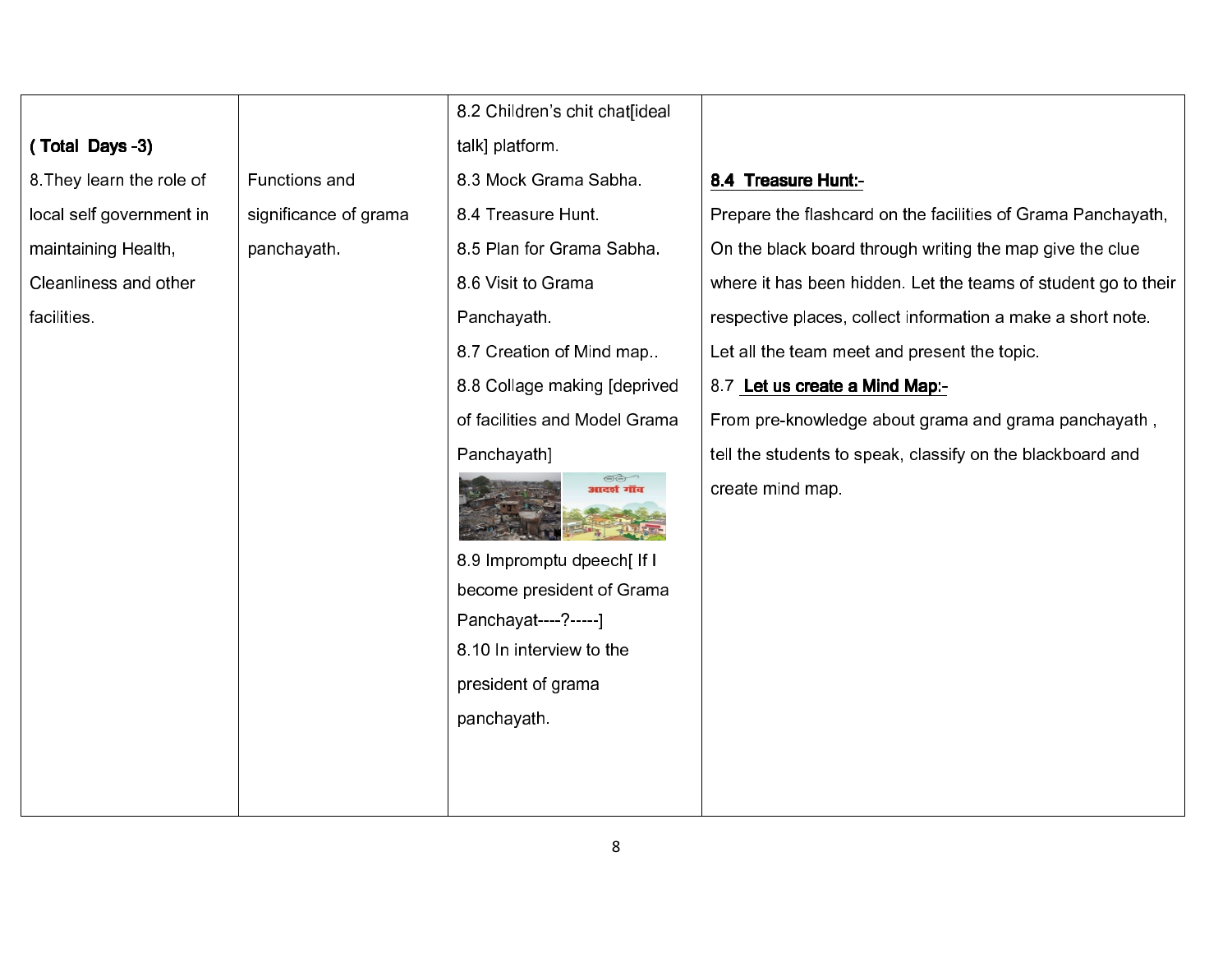| ( **Total Days -3)** 8.They learn the role of local self government in maintaining Health, Cleanliness and other facilities. | Functions and significance of grama panchayath. | 8.2 Children's chit chat[ideal talk] platform. 8.3 Mock Grama Sabha. 8.4 Treasure Hunt. 8.5 Plan for Grama Sabha. 8.6 Visit to Grama Panchayath. 8.7 Creation of Mind map.. 8.8 Collage making [deprived of facilities and Model Grama Panchayath] 8.9 Impromptu dpeech[ If I become president of Grama Panchayat----?-----] 8.10 In interview to the president of grama panchayath. | **8.4 Treasure Hunt:-** Prepare the flashcard on the facilities of Grama Panchayath, On the black board through writing the map give the clue where it has been hidden. Let the teams of student go to their respective places, collect information a make a short note. Let all the team meet and present the topic. 8.7 **Let us create a Mind Map:-** From pre-knowledge about grama and grama panchayath , tell the students to speak, classify on the blackboard and create mind map. |
|---|---|---|---|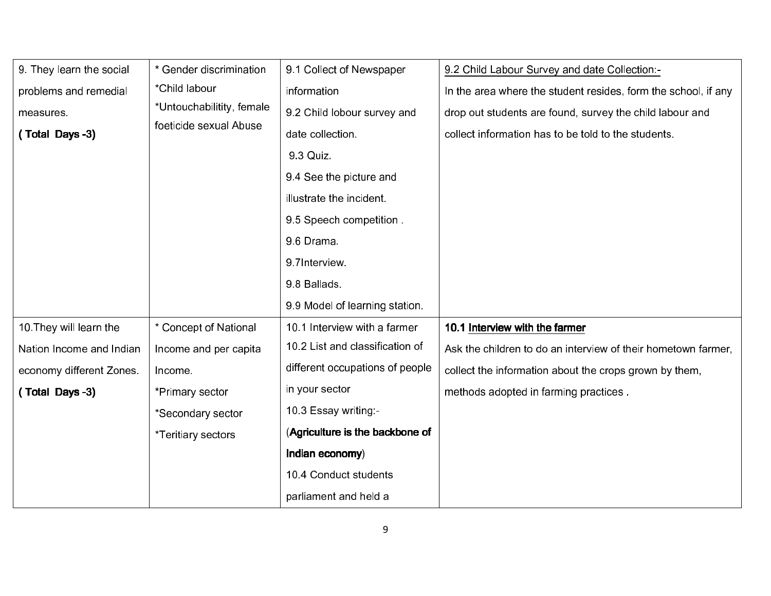| 9. They learn the social problems and remedial measures. **( Total Days -3)** | * Gender discrimination *Child labour *Untouchabilitity, female foeticide sexual Abuse | 9.1 Collect of Newspaper information 9.2 Child lobour survey and date collection. 9.3 Quiz. 9.4 See the picture and illustrate the incident. 9.5 Speech competition . 9.6 Drama. 9.7Interview. 9.8 Ballads. 9.9 Model of learning station. | 9.2 Child Labour Survey and date Collection:- In the area where the student resides, form the school, if any drop out students are found, survey the child labour and collect information has to be told to the students. |
|---|---|---|---|
| 10.They will learn the Nation Income and Indian economy different Zones. **( Total Days -3)** | * Concept of National Income and per capita Income. *Primary sector *Secondary sector *Teritiary sectors | 10.1 Interview with a farmer 10.2 List and classification of different occupations of people in your sector 10.3 Essay writing:- (**Agriculture is the backbone of Indian economy**) 10.4 Conduct students parliament and held a | **10.1 Interview with the farmer** Ask the children to do an interview of their hometown farmer, collect the information about the crops grown by them, methods adopted in farming practices . |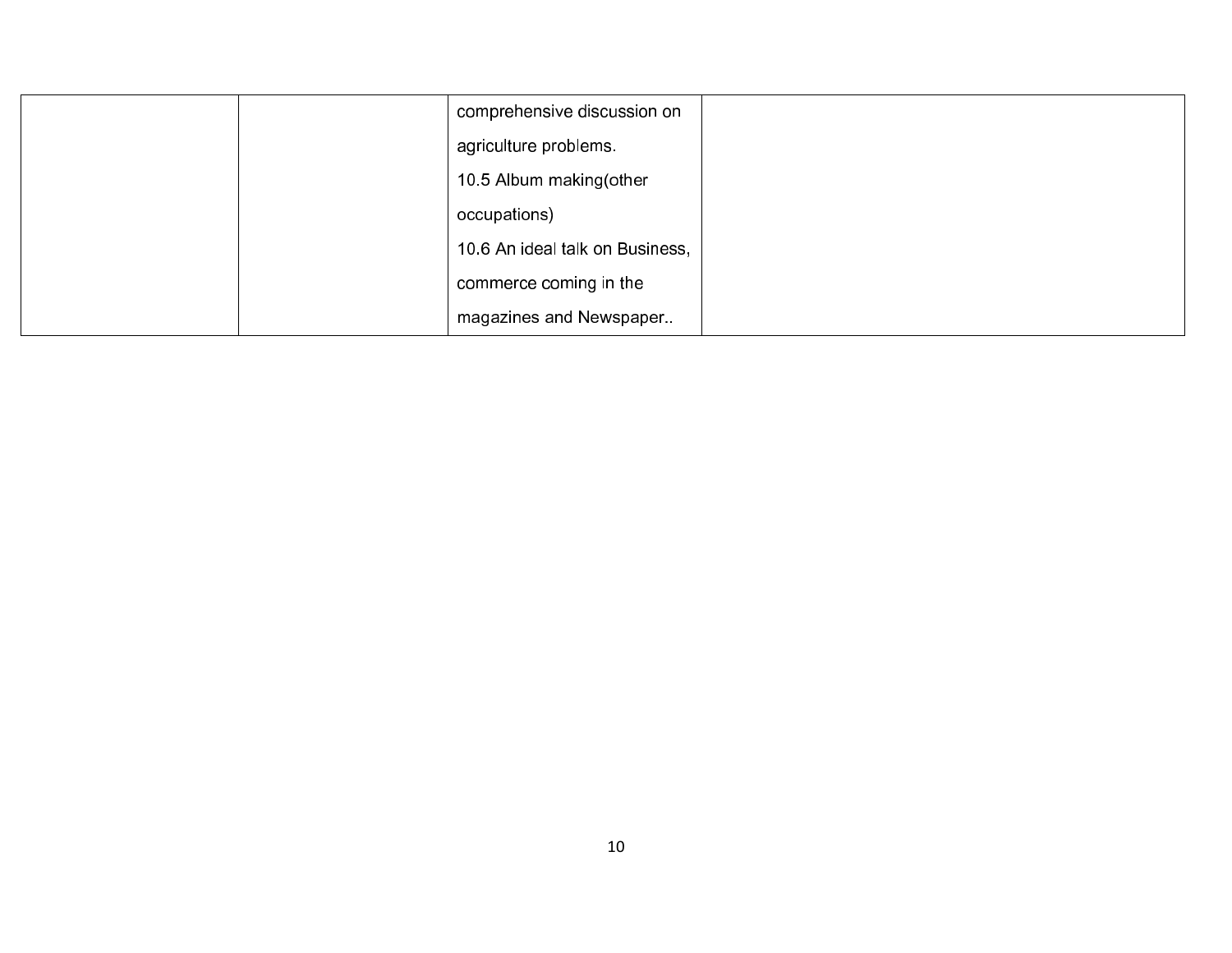| | | | |
|---|---|---|---|
| | | comprehensive discussion on agriculture problems.<br>10.5 Album making(other occupations)<br>10.6 An ideal talk on Business, commerce coming in the magazines and Newspaper.. | |